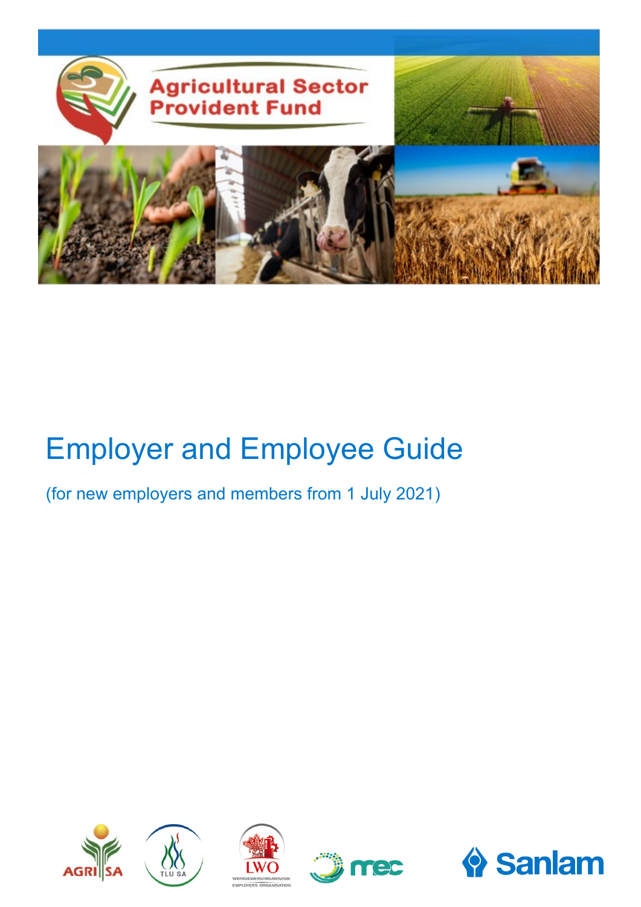Agricultural Sector Provident Fund

# Employer and Employee Guide

(for new employers and members from 1 July 2021)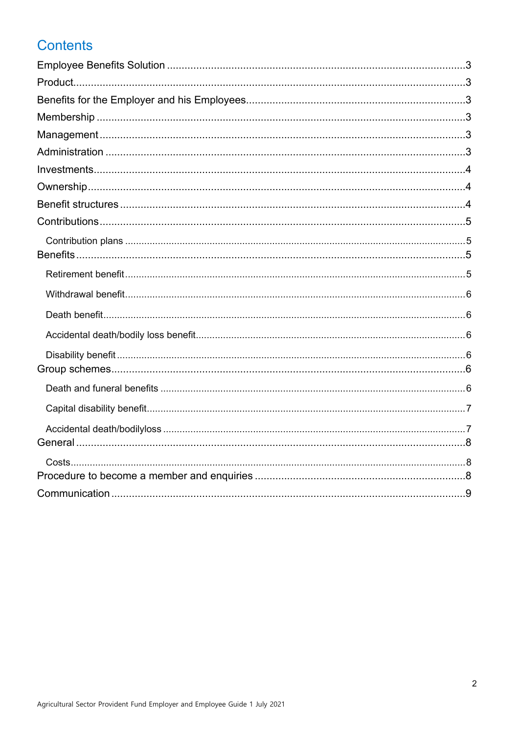# Contents

Employee Benefits Solution ..... 3
Product ..... 3
Benefits for the Employer and his Employees ..... 3
Membership ..... 3
Management ..... 3
Administration ..... 3
Investments ..... 4
Ownership ..... 4
Benefit structures ..... 4
Contributions ..... 5
- Contribution plans ..... 5

Benefits ..... 5
- Retirement benefit ..... 5
- Withdrawal benefit ..... 6
- Death benefit ..... 6
- Accidental death/bodily loss benefit ..... 6
- Disability benefit ..... 6

Group schemes ..... 6
- Death and funeral benefits ..... 6
- Capital disability benefit ..... 7
- Accidental death/bodilyloss ..... 7

General ..... 8
- Costs ..... 8

Procedure to become a member and enquiries ..... 8
Communication ..... 9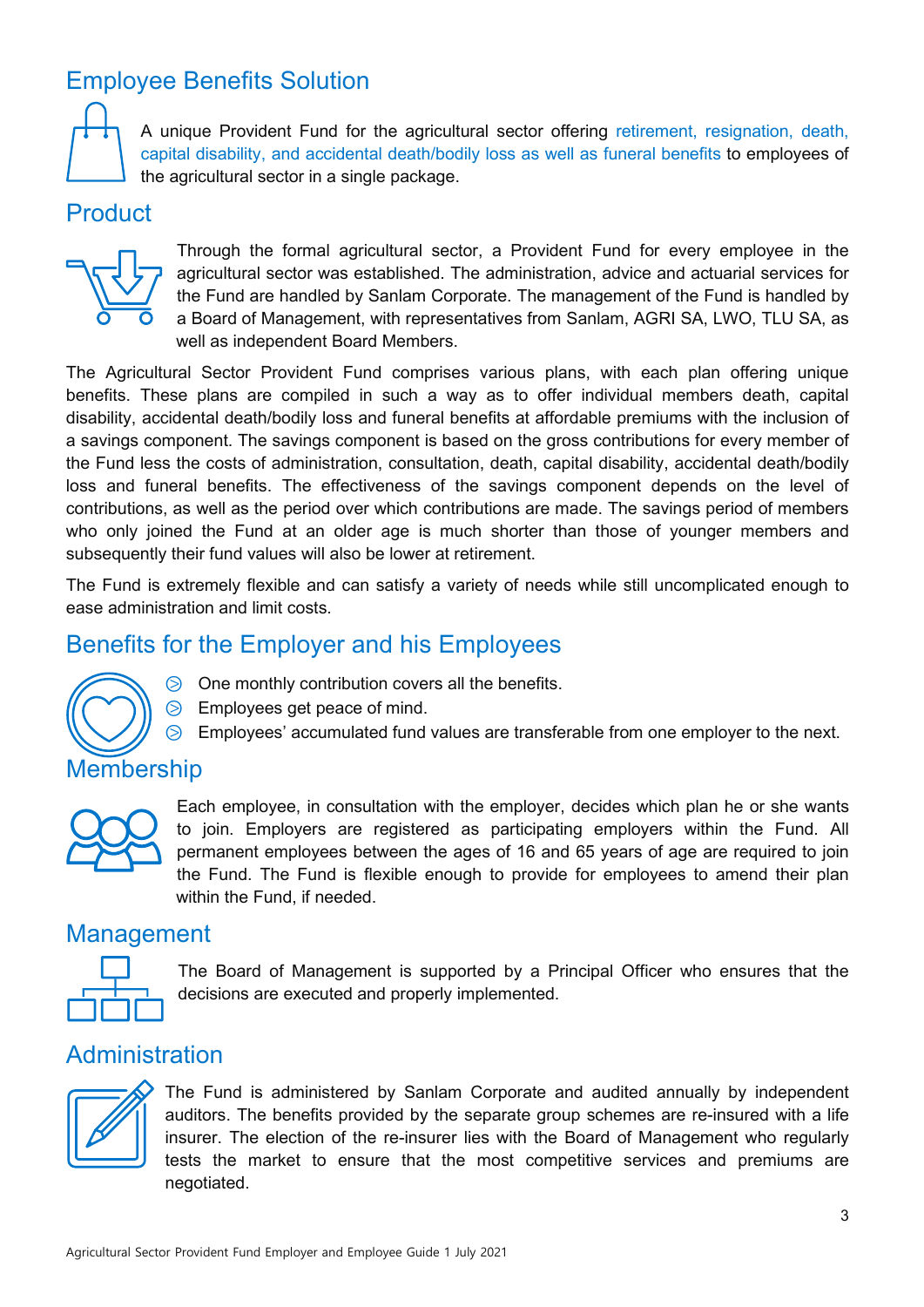## Employee Benefits Solution

A unique Provident Fund for the agricultural sector offering retirement, resignation, death, capital disability, and accidental death/bodily loss as well as funeral benefits to employees of the agricultural sector in a single package.

## Product

Through the formal agricultural sector, a Provident Fund for every employee in the agricultural sector was established. The administration, advice and actuarial services for the Fund are handled by Sanlam Corporate. The management of the Fund is handled by a Board of Management, with representatives from Sanlam, AGRI SA, LWO, TLU SA, as well as independent Board Members.

The Agricultural Sector Provident Fund comprises various plans, with each plan offering unique benefits. These plans are compiled in such a way as to offer individual members death, capital disability, accidental death/bodily loss and funeral benefits at affordable premiums with the inclusion of a savings component. The savings component is based on the gross contributions for every member of the Fund less the costs of administration, consultation, death, capital disability, accidental death/bodily loss and funeral benefits. The effectiveness of the savings component depends on the level of contributions, as well as the period over which contributions are made. The savings period of members who only joined the Fund at an older age is much shorter than those of younger members and subsequently their fund values will also be lower at retirement.

The Fund is extremely flexible and can satisfy a variety of needs while still uncomplicated enough to ease administration and limit costs.

## Benefits for the Employer and his Employees

- One monthly contribution covers all the benefits.
- Employees get peace of mind.
- Employees' accumulated fund values are transferable from one employer to the next.

## Membership

Each employee, in consultation with the employer, decides which plan he or she wants to join. Employers are registered as participating employers within the Fund. All permanent employees between the ages of 16 and 65 years of age are required to join the Fund. The Fund is flexible enough to provide for employees to amend their plan within the Fund, if needed.

## Management

The Board of Management is supported by a Principal Officer who ensures that the decisions are executed and properly implemented.

## Administration

The Fund is administered by Sanlam Corporate and audited annually by independent auditors. The benefits provided by the separate group schemes are re-insured with a life insurer. The election of the re-insurer lies with the Board of Management who regularly tests the market to ensure that the most competitive services and premiums are negotiated.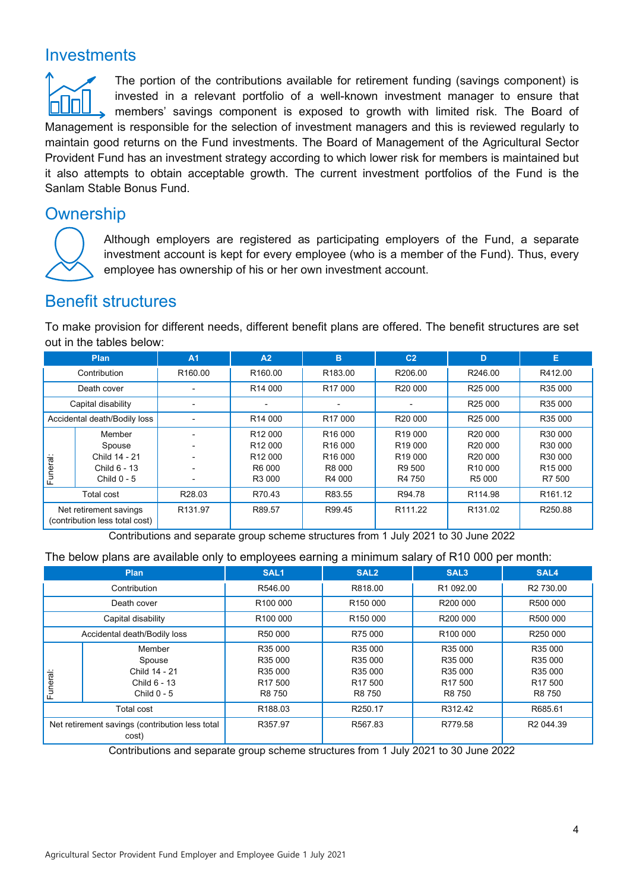## Investments

The portion of the contributions available for retirement funding (savings component) is invested in a relevant portfolio of a well-known investment manager to ensure that members' savings component is exposed to growth with limited risk. The Board of Management is responsible for the selection of investment managers and this is reviewed regularly to maintain good returns on the Fund investments. The Board of Management of the Agricultural Sector Provident Fund has an investment strategy according to which lower risk for members is maintained but it also attempts to obtain acceptable growth. The current investment portfolios of the Fund is the Sanlam Stable Bonus Fund.

## Ownership

Although employers are registered as participating employers of the Fund, a separate investment account is kept for every employee (who is a member of the Fund). Thus, every employee has ownership of his or her own investment account.

## Benefit structures

To make provision for different needs, different benefit plans are offered. The benefit structures are set out in the tables below:

| Plan | | A1 | A2 | B | C2 | D | E |
|---|---|---|---|---|---|---|---|
| Contribution | | R160.00 | R160.00 | R183.00 | R206.00 | R246.00 | R412.00 |
| Death cover | | - | R14 000 | R17 000 | R20 000 | R25 000 | R35 000 |
| Capital disability | | - | - | - | - | R25 000 | R35 000 |
| Accidental death/Bodily loss | | - | R14 000 | R17 000 | R20 000 | R25 000 | R35 000 |
| Funeral: | Member | - | R12 000 | R16 000 | R19 000 | R20 000 | R30 000 |
| | Spouse | - | R12 000 | R16 000 | R19 000 | R20 000 | R30 000 |
| | Child 14 - 21 | - | R12 000 | R16 000 | R19 000 | R20 000 | R30 000 |
| | Child 6 - 13 | - | R6 000 | R8 000 | R9 500 | R10 000 | R15 000 |
| | Child 0 - 5 | - | R3 000 | R4 000 | R4 750 | R5 000 | R7 500 |
| Total cost | | R28.03 | R70.43 | R83.55 | R94.78 | R114.98 | R161.12 |
| Net retirement savings (contribution less total cost) | | R131.97 | R89.57 | R99.45 | R111.22 | R131.02 | R250.88 |

Contributions and separate group scheme structures from 1 July 2021 to 30 June 2022

The below plans are available only to employees earning a minimum salary of R10 000 per month:

| Plan | | SAL1 | SAL2 | SAL3 | SAL4 |
|---|---|---|---|---|---|
| Contribution | | R546.00 | R818.00 | R1 092.00 | R2 730.00 |
| Death cover | | R100 000 | R150 000 | R200 000 | R500 000 |
| Capital disability | | R100 000 | R150 000 | R200 000 | R500 000 |
| Accidental death/Bodily loss | | R50 000 | R75 000 | R100 000 | R250 000 |
| Funeral: | Member | R35 000 | R35 000 | R35 000 | R35 000 |
| | Spouse | R35 000 | R35 000 | R35 000 | R35 000 |
| | Child 14 - 21 | R35 000 | R35 000 | R35 000 | R35 000 |
| | Child 6 - 13 | R17 500 | R17 500 | R17 500 | R17 500 |
| | Child 0 - 5 | R8 750 | R8 750 | R8 750 | R8 750 |
| Total cost | | R188.03 | R250.17 | R312.42 | R685.61 |
| Net retirement savings (contribution less total cost) | | R357.97 | R567.83 | R779.58 | R2 044.39 |

Contributions and separate group scheme structures from 1 July 2021 to 30 June 2022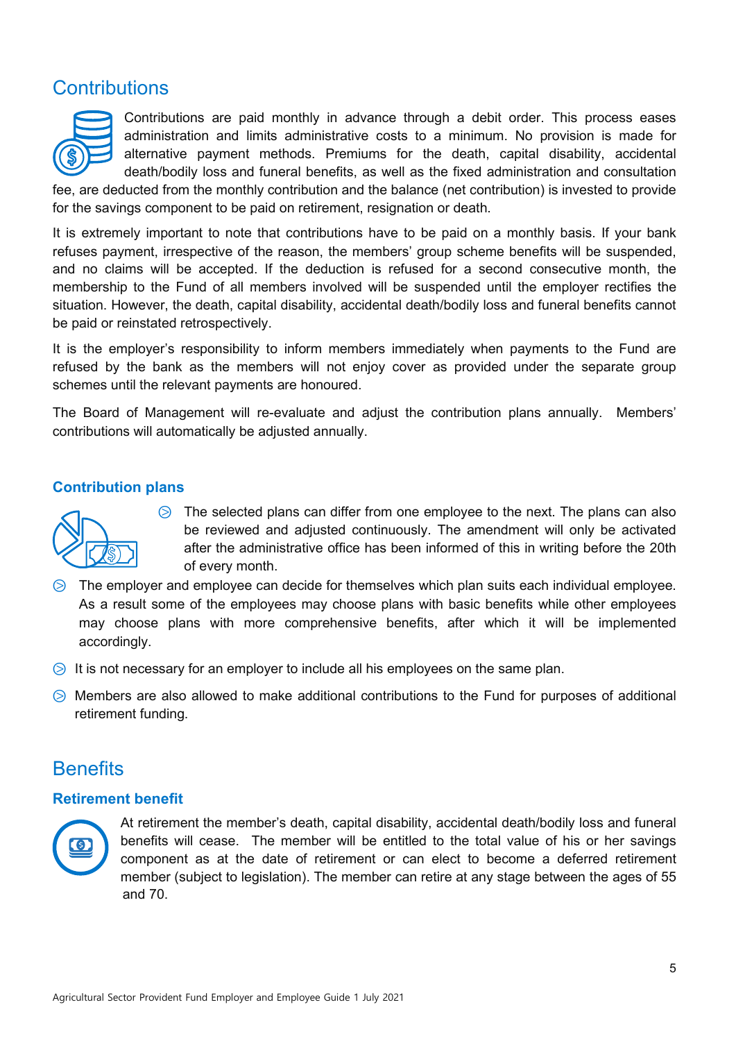# Contributions

Contributions are paid monthly in advance through a debit order. This process eases administration and limits administrative costs to a minimum. No provision is made for alternative payment methods. Premiums for the death, capital disability, accidental death/bodily loss and funeral benefits, as well as the fixed administration and consultation fee, are deducted from the monthly contribution and the balance (net contribution) is invested to provide for the savings component to be paid on retirement, resignation or death.

It is extremely important to note that contributions have to be paid on a monthly basis. If your bank refuses payment, irrespective of the reason, the members' group scheme benefits will be suspended, and no claims will be accepted. If the deduction is refused for a second consecutive month, the membership to the Fund of all members involved will be suspended until the employer rectifies the situation. However, the death, capital disability, accidental death/bodily loss and funeral benefits cannot be paid or reinstated retrospectively.

It is the employer's responsibility to inform members immediately when payments to the Fund are refused by the bank as the members will not enjoy cover as provided under the separate group schemes until the relevant payments are honoured.

The Board of Management will re-evaluate and adjust the contribution plans annually. Members' contributions will automatically be adjusted annually.

## Contribution plans

- The selected plans can differ from one employee to the next. The plans can also be reviewed and adjusted continuously. The amendment will only be activated after the administrative office has been informed of this in writing before the 20th of every month.
- The employer and employee can decide for themselves which plan suits each individual employee. As a result some of the employees may choose plans with basic benefits while other employees may choose plans with more comprehensive benefits, after which it will be implemented accordingly.
- It is not necessary for an employer to include all his employees on the same plan.
- Members are also allowed to make additional contributions to the Fund for purposes of additional retirement funding.

# Benefits

## Retirement benefit

At retirement the member's death, capital disability, accidental death/bodily loss and funeral benefits will cease. The member will be entitled to the total value of his or her savings component as at the date of retirement or can elect to become a deferred retirement member (subject to legislation). The member can retire at any stage between the ages of 55 and 70.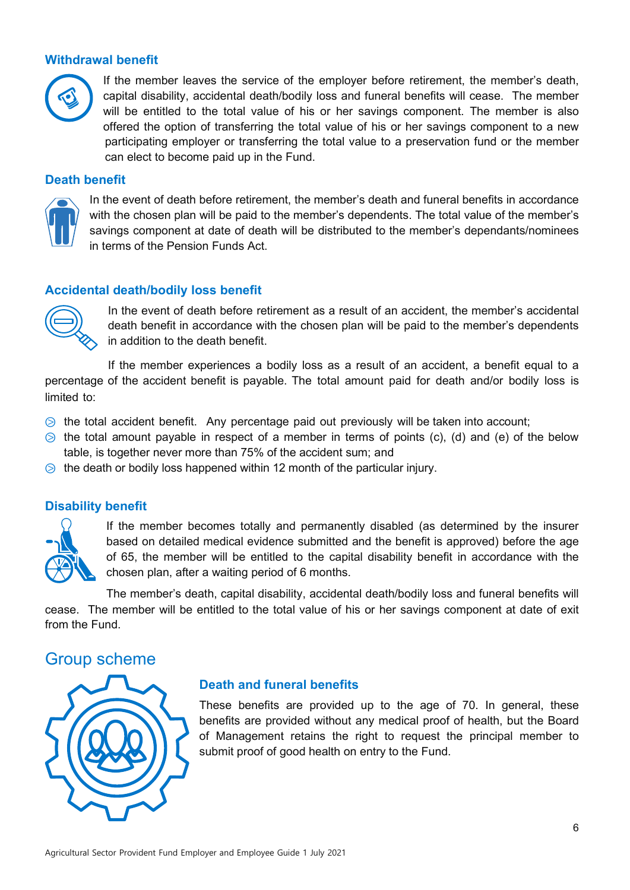### Withdrawal benefit

If the member leaves the service of the employer before retirement, the member's death, capital disability, accidental death/bodily loss and funeral benefits will cease. The member will be entitled to the total value of his or her savings component. The member is also offered the option of transferring the total value of his or her savings component to a new participating employer or transferring the total value to a preservation fund or the member can elect to become paid up in the Fund.

### Death benefit

In the event of death before retirement, the member's death and funeral benefits in accordance with the chosen plan will be paid to the member's dependents. The total value of the member's savings component at date of death will be distributed to the member's dependants/nominees in terms of the Pension Funds Act.

### Accidental death/bodily loss benefit

In the event of death before retirement as a result of an accident, the member's accidental death benefit in accordance with the chosen plan will be paid to the member's dependents in addition to the death benefit.

If the member experiences a bodily loss as a result of an accident, a benefit equal to a percentage of the accident benefit is payable. The total amount paid for death and/or bodily loss is limited to:

- the total accident benefit. Any percentage paid out previously will be taken into account;
- the total amount payable in respect of a member in terms of points (c), (d) and (e) of the below table, is together never more than 75% of the accident sum; and
- the death or bodily loss happened within 12 month of the particular injury.

### Disability benefit

If the member becomes totally and permanently disabled (as determined by the insurer based on detailed medical evidence submitted and the benefit is approved) before the age of 65, the member will be entitled to the capital disability benefit in accordance with the chosen plan, after a waiting period of 6 months.

The member's death, capital disability, accidental death/bodily loss and funeral benefits will cease. The member will be entitled to the total value of his or her savings component at date of exit from the Fund.

## Group scheme

### Death and funeral benefits

These benefits are provided up to the age of 70. In general, these benefits are provided without any medical proof of health, but the Board of Management retains the right to request the principal member to submit proof of good health on entry to the Fund.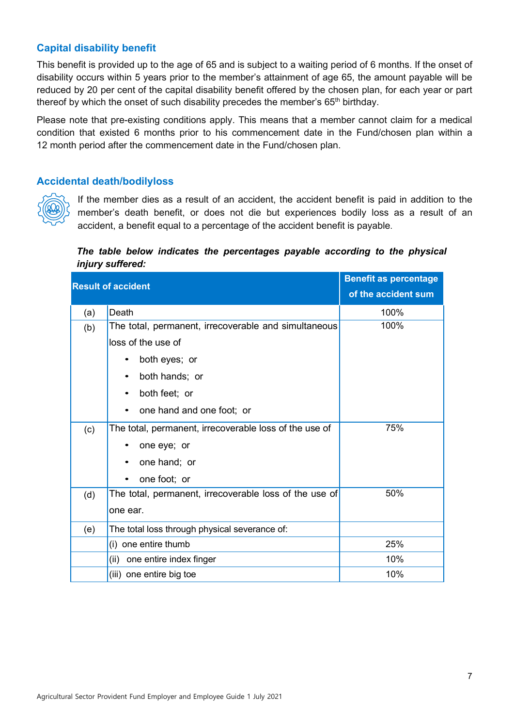### Capital disability benefit

This benefit is provided up to the age of 65 and is subject to a waiting period of 6 months. If the onset of disability occurs within 5 years prior to the member's attainment of age 65, the amount payable will be reduced by 20 per cent of the capital disability benefit offered by the chosen plan, for each year or part thereof by which the onset of such disability precedes the member's 65th birthday.

Please note that pre-existing conditions apply. This means that a member cannot claim for a medical condition that existed 6 months prior to his commencement date in the Fund/chosen plan within a 12 month period after the commencement date in the Fund/chosen plan.

### Accidental death/bodilyloss

If the member dies as a result of an accident, the accident benefit is paid in addition to the member's death benefit, or does not die but experiences bodily loss as a result of an accident, a benefit equal to a percentage of the accident benefit is payable.

***The table below indicates the percentages payable according to the physical injury suffered:***

| Result of accident | | Benefit as percentage of the accident sum |
|---|---|---|
| (a) | Death | 100% |
| (b) | The total, permanent, irrecoverable and simultaneous loss of the use of<br>• both eyes; or<br>• both hands; or<br>• both feet; or<br>• one hand and one foot; or | 100% |
| (c) | The total, permanent, irrecoverable loss of the use of<br>• one eye; or<br>• one hand; or<br>• one foot; or | 75% |
| (d) | The total, permanent, irrecoverable loss of the use of one ear. | 50% |
| (e) | The total loss through physical severance of: | |
| | (i) one entire thumb | 25% |
| | (ii) one entire index finger | 10% |
| | (iii) one entire big toe | 10% |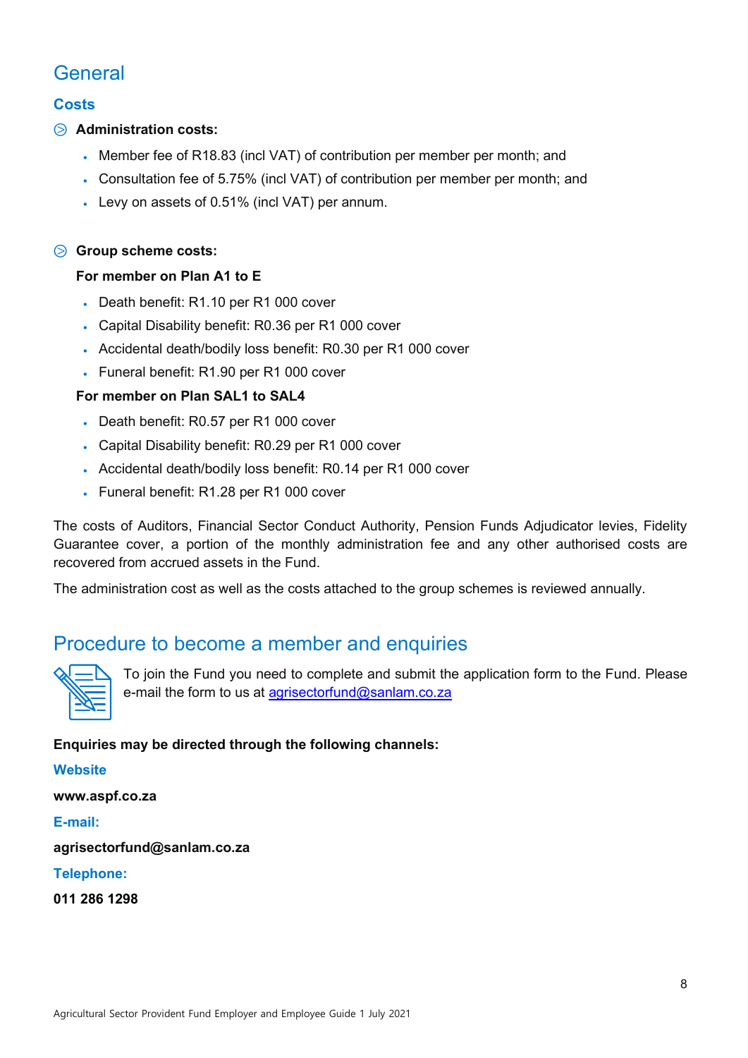# General

## Costs

- **Administration costs:**
  - Member fee of R18.83 (incl VAT) of contribution per member per month; and
  - Consultation fee of 5.75% (incl VAT) of contribution per member per month; and
  - Levy on assets of 0.51% (incl VAT) per annum.

- **Group scheme costs:**

  **For member on Plan A1 to E**
  - Death benefit: R1.10 per R1 000 cover
  - Capital Disability benefit: R0.36 per R1 000 cover
  - Accidental death/bodily loss benefit: R0.30 per R1 000 cover
  - Funeral benefit: R1.90 per R1 000 cover

  **For member on Plan SAL1 to SAL4**
  - Death benefit: R0.57 per R1 000 cover
  - Capital Disability benefit: R0.29 per R1 000 cover
  - Accidental death/bodily loss benefit: R0.14 per R1 000 cover
  - Funeral benefit: R1.28 per R1 000 cover

The costs of Auditors, Financial Sector Conduct Authority, Pension Funds Adjudicator levies, Fidelity Guarantee cover, a portion of the monthly administration fee and any other authorised costs are recovered from accrued assets in the Fund.

The administration cost as well as the costs attached to the group schemes is reviewed annually.

# Procedure to become a member and enquiries

To join the Fund you need to complete and submit the application form to the Fund. Please e-mail the form to us at agrisectorfund@sanlam.co.za

**Enquiries may be directed through the following channels:**

**Website**

**www.aspf.co.za**

**E-mail:**

**agrisectorfund@sanlam.co.za**

**Telephone:**

**011 286 1298**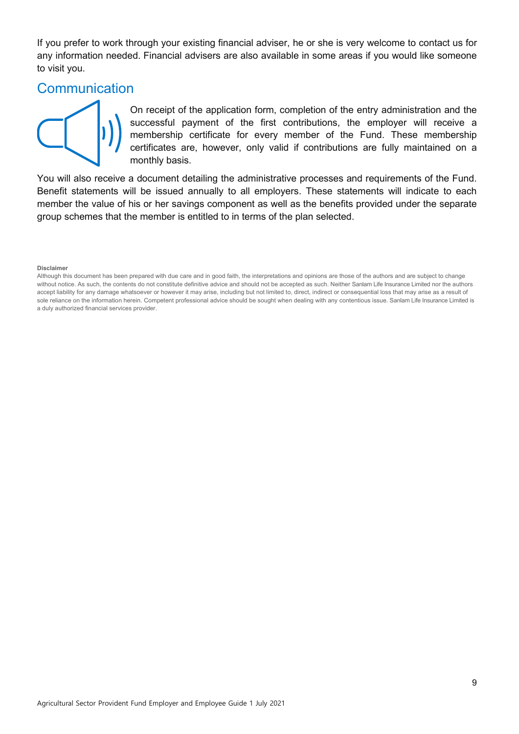If you prefer to work through your existing financial adviser, he or she is very welcome to contact us for any information needed. Financial advisers are also available in some areas if you would like someone to visit you.

## Communication

On receipt of the application form, completion of the entry administration and the successful payment of the first contributions, the employer will receive a membership certificate for every member of the Fund. These membership certificates are, however, only valid if contributions are fully maintained on a monthly basis.

You will also receive a document detailing the administrative processes and requirements of the Fund. Benefit statements will be issued annually to all employers. These statements will indicate to each member the value of his or her savings component as well as the benefits provided under the separate group schemes that the member is entitled to in terms of the plan selected.

**Disclaimer**

Although this document has been prepared with due care and in good faith, the interpretations and opinions are those of the authors and are subject to change without notice. As such, the contents do not constitute definitive advice and should not be accepted as such. Neither Sanlam Life Insurance Limited nor the authors accept liability for any damage whatsoever or however it may arise, including but not limited to, direct, indirect or consequential loss that may arise as a result of sole reliance on the information herein. Competent professional advice should be sought when dealing with any contentious issue. Sanlam Life Insurance Limited is a duly authorized financial services provider.